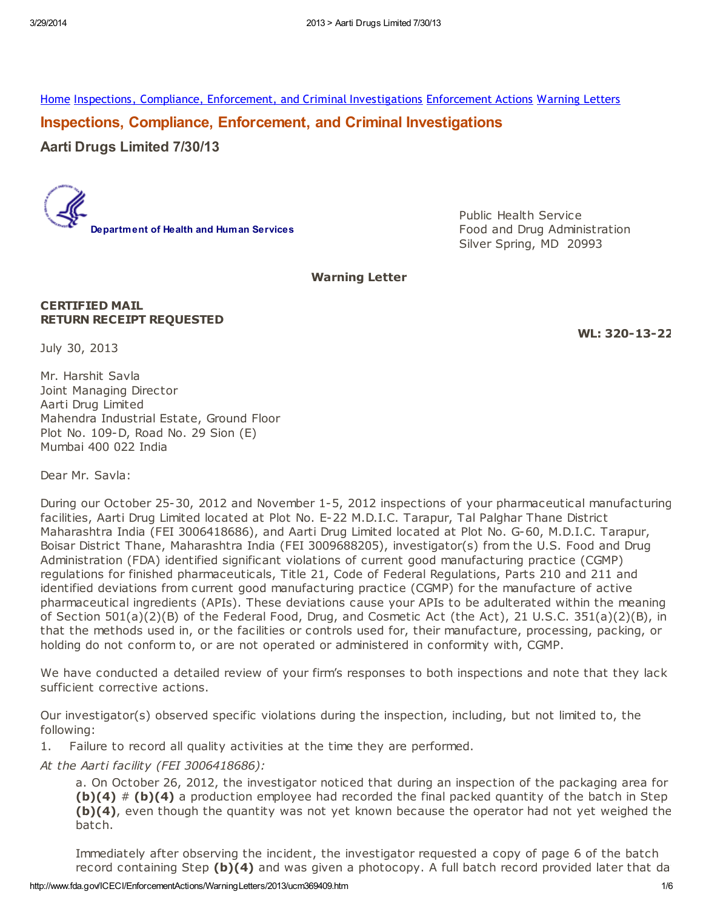Home Inspections, Compliance, Enforcement, and Criminal Investigations Enforcement Actions Warning Letters

## Inspections, Compliance, Enforcement, and Criminal Investigations

### Aarti Drugs Limited 7/30/13

Department of Health and Human Services

Public Health Service
Food and Drug Administration
Silver Spring, MD 20993

**Warning Letter**

**CERTIFIED MAIL**
**RETURN RECEIPT REQUESTED**

**WL: 320-13-22**

July 30, 2013

Mr. Harshit Savla
Joint Managing Director
Aarti Drug Limited
Mahendra Industrial Estate, Ground Floor
Plot No. 109-D, Road No. 29 Sion (E)
Mumbai 400 022 India

Dear Mr. Savla:

During our October 25-30, 2012 and November 1-5, 2012 inspections of your pharmaceutical manufacturing facilities, Aarti Drug Limited located at Plot No. E-22 M.D.I.C. Tarapur, Tal Palghar Thane District Maharashtra India (FEI 3006418686), and Aarti Drug Limited located at Plot No. G-60, M.D.I.C. Tarapur, Boisar District Thane, Maharashtra India (FEI 3009688205), investigator(s) from the U.S. Food and Drug Administration (FDA) identified significant violations of current good manufacturing practice (CGMP) regulations for finished pharmaceuticals, Title 21, Code of Federal Regulations, Parts 210 and 211 and identified deviations from current good manufacturing practice (CGMP) for the manufacture of active pharmaceutical ingredients (APIs). These deviations cause your APIs to be adulterated within the meaning of Section 501(a)(2)(B) of the Federal Food, Drug, and Cosmetic Act (the Act), 21 U.S.C. 351(a)(2)(B), in that the methods used in, or the facilities or controls used for, their manufacture, processing, packing, or holding do not conform to, or are not operated or administered in conformity with, CGMP.

We have conducted a detailed review of your firm's responses to both inspections and note that they lack sufficient corrective actions.

Our investigator(s) observed specific violations during the inspection, including, but not limited to, the following:

1. Failure to record all quality activities at the time they are performed.

*At the Aarti facility (FEI 3006418686):*

a. On October 26, 2012, the investigator noticed that during an inspection of the packaging area for **(b)(4)** # **(b)(4)** a production employee had recorded the final packed quantity of the batch in Step **(b)(4)**, even though the quantity was not yet known because the operator had not yet weighed the batch.

Immediately after observing the incident, the investigator requested a copy of page 6 of the batch record containing Step **(b)(4)** and was given a photocopy. A full batch record provided later that da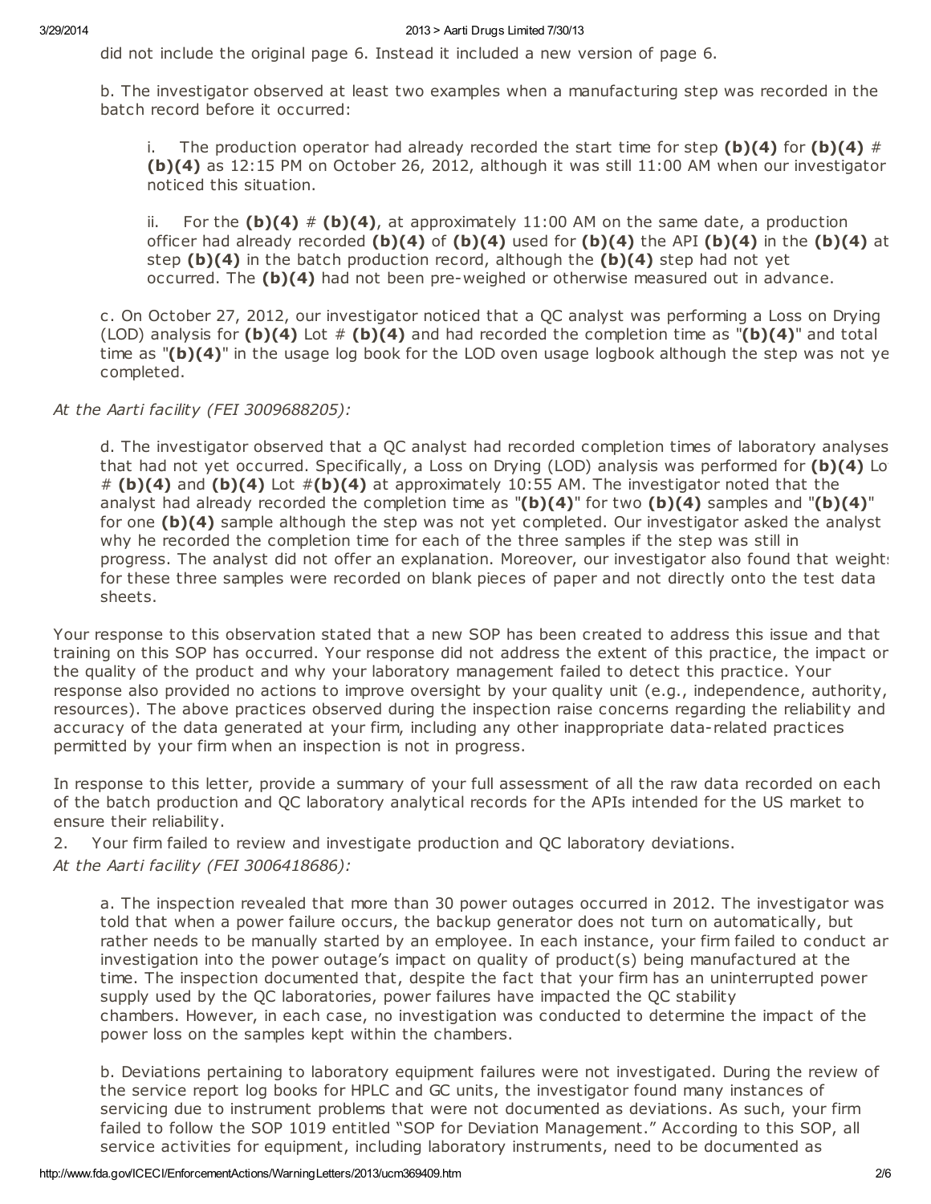did not include the original page 6. Instead it included a new version of page 6.

b. The investigator observed at least two examples when a manufacturing step was recorded in the batch record before it occurred:

i. The production operator had already recorded the start time for step **(b)(4)** for **(b)(4)** # **(b)(4)** as 12:15 PM on October 26, 2012, although it was still 11:00 AM when our investigator noticed this situation.

ii. For the **(b)(4)** # **(b)(4)**, at approximately 11:00 AM on the same date, a production officer had already recorded **(b)(4)** of **(b)(4)** used for **(b)(4)** the API **(b)(4)** in the **(b)(4)** at step **(b)(4)** in the batch production record, although the **(b)(4)** step had not yet occurred. The **(b)(4)** had not been pre-weighed or otherwise measured out in advance.

c. On October 27, 2012, our investigator noticed that a QC analyst was performing a Loss on Drying (LOD) analysis for **(b)(4)** Lot # **(b)(4)** and had recorded the completion time as "**(b)(4)**" and total time as "**(b)(4)**" in the usage log book for the LOD oven usage logbook although the step was not yet completed.

*At the Aarti facility (FEI 3009688205):*

d. The investigator observed that a QC analyst had recorded completion times of laboratory analyses that had not yet occurred. Specifically, a Loss on Drying (LOD) analysis was performed for **(b)(4)** Lot # **(b)(4)** and **(b)(4)** Lot #**(b)(4)** at approximately 10:55 AM. The investigator noted that the analyst had already recorded the completion time as "**(b)(4)**" for two **(b)(4)** samples and "**(b)(4)**" for one **(b)(4)** sample although the step was not yet completed. Our investigator asked the analyst why he recorded the completion time for each of the three samples if the step was still in progress. The analyst did not offer an explanation. Moreover, our investigator also found that weights for these three samples were recorded on blank pieces of paper and not directly onto the test data sheets.

Your response to this observation stated that a new SOP has been created to address this issue and that training on this SOP has occurred. Your response did not address the extent of this practice, the impact on the quality of the product and why your laboratory management failed to detect this practice. Your response also provided no actions to improve oversight by your quality unit (e.g., independence, authority, resources). The above practices observed during the inspection raise concerns regarding the reliability and accuracy of the data generated at your firm, including any other inappropriate data-related practices permitted by your firm when an inspection is not in progress.

In response to this letter, provide a summary of your full assessment of all the raw data recorded on each of the batch production and QC laboratory analytical records for the APIs intended for the US market to ensure their reliability.

2. Your firm failed to review and investigate production and QC laboratory deviations.

*At the Aarti facility (FEI 3006418686):*

a. The inspection revealed that more than 30 power outages occurred in 2012. The investigator was told that when a power failure occurs, the backup generator does not turn on automatically, but rather needs to be manually started by an employee. In each instance, your firm failed to conduct an investigation into the power outage's impact on quality of product(s) being manufactured at the time. The inspection documented that, despite the fact that your firm has an uninterrupted power supply used by the QC laboratories, power failures have impacted the QC stability chambers. However, in each case, no investigation was conducted to determine the impact of the power loss on the samples kept within the chambers.

b. Deviations pertaining to laboratory equipment failures were not investigated. During the review of the service report log books for HPLC and GC units, the investigator found many instances of servicing due to instrument problems that were not documented as deviations. As such, your firm failed to follow the SOP 1019 entitled "SOP for Deviation Management." According to this SOP, all service activities for equipment, including laboratory instruments, need to be documented as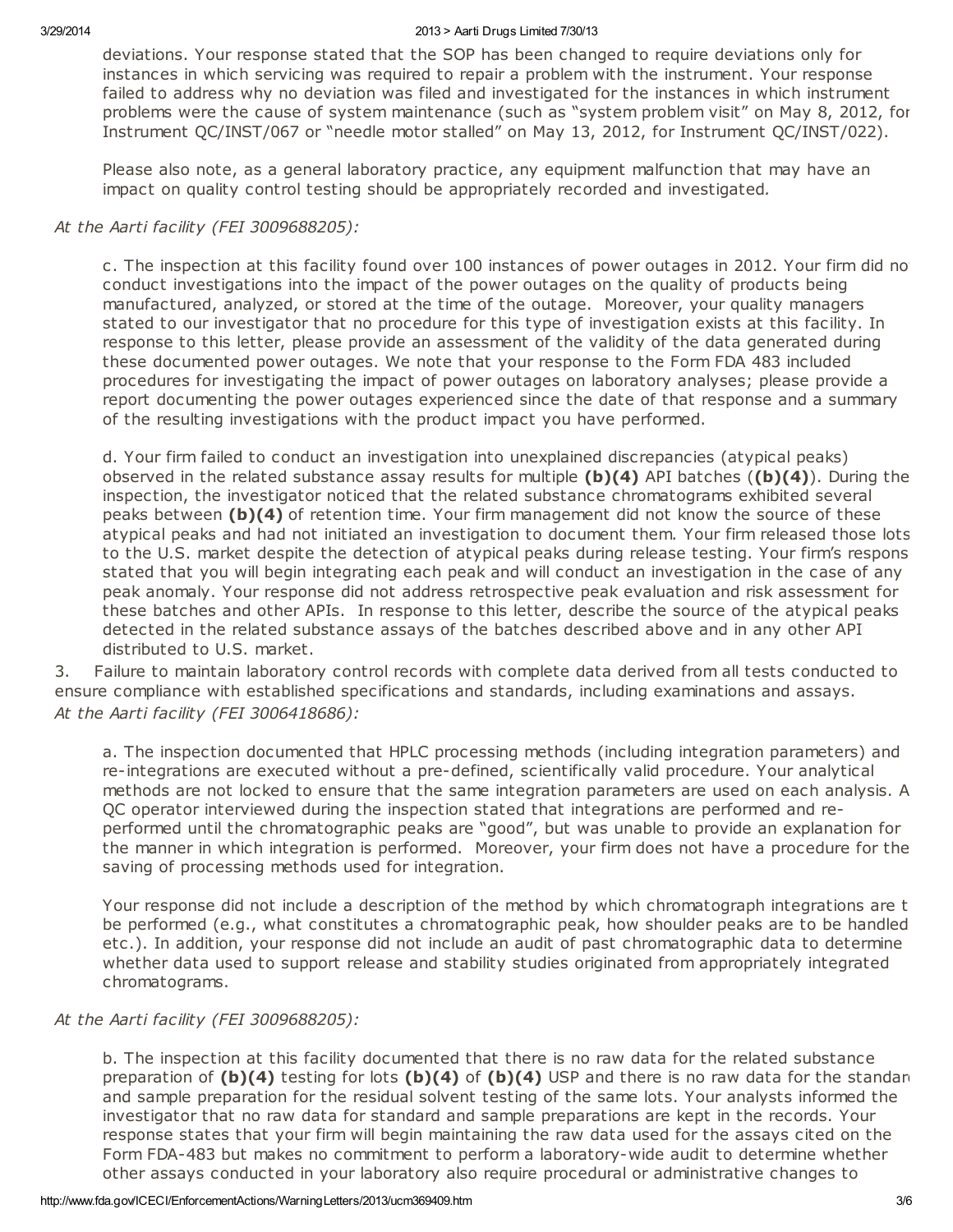deviations. Your response stated that the SOP has been changed to require deviations only for instances in which servicing was required to repair a problem with the instrument. Your response failed to address why no deviation was filed and investigated for the instances in which instrument problems were the cause of system maintenance (such as "system problem visit" on May 8, 2012, for Instrument QC/INST/067 or "needle motor stalled" on May 13, 2012, for Instrument QC/INST/022).

Please also note, as a general laboratory practice, any equipment malfunction that may have an impact on quality control testing should be appropriately recorded and investigated.

*At the Aarti facility (FEI 3009688205):*

c. The inspection at this facility found over 100 instances of power outages in 2012. Your firm did not conduct investigations into the impact of the power outages on the quality of products being manufactured, analyzed, or stored at the time of the outage. Moreover, your quality managers stated to our investigator that no procedure for this type of investigation exists at this facility. In response to this letter, please provide an assessment of the validity of the data generated during these documented power outages. We note that your response to the Form FDA 483 included procedures for investigating the impact of power outages on laboratory analyses; please provide a report documenting the power outages experienced since the date of that response and a summary of the resulting investigations with the product impact you have performed.

d. Your firm failed to conduct an investigation into unexplained discrepancies (atypical peaks) observed in the related substance assay results for multiple **(b)(4)** API batches (**(b)(4)**). During the inspection, the investigator noticed that the related substance chromatograms exhibited several peaks between **(b)(4)** of retention time. Your firm management did not know the source of these atypical peaks and had not initiated an investigation to document them. Your firm released those lots to the U.S. market despite the detection of atypical peaks during release testing. Your firm's response stated that you will begin integrating each peak and will conduct an investigation in the case of any peak anomaly. Your response did not address retrospective peak evaluation and risk assessment for these batches and other APIs. In response to this letter, describe the source of the atypical peaks detected in the related substance assays of the batches described above and in any other API distributed to U.S. market.

3. Failure to maintain laboratory control records with complete data derived from all tests conducted to ensure compliance with established specifications and standards, including examinations and assays.

*At the Aarti facility (FEI 3006418686):*

a. The inspection documented that HPLC processing methods (including integration parameters) and re-integrations are executed without a pre-defined, scientifically valid procedure. Your analytical methods are not locked to ensure that the same integration parameters are used on each analysis. A QC operator interviewed during the inspection stated that integrations are performed and re-performed until the chromatographic peaks are "good", but was unable to provide an explanation for the manner in which integration is performed. Moreover, your firm does not have a procedure for the saving of processing methods used for integration.

Your response did not include a description of the method by which chromatograph integrations are to be performed (e.g., what constitutes a chromatographic peak, how shoulder peaks are to be handled, etc.). In addition, your response did not include an audit of past chromatographic data to determine whether data used to support release and stability studies originated from appropriately integrated chromatograms.

*At the Aarti facility (FEI 3009688205):*

b. The inspection at this facility documented that there is no raw data for the related substance preparation of **(b)(4)** testing for lots **(b)(4)** of **(b)(4)** USP and there is no raw data for the standard and sample preparation for the residual solvent testing of the same lots. Your analysts informed the investigator that no raw data for standard and sample preparations are kept in the records. Your response states that your firm will begin maintaining the raw data used for the assays cited on the Form FDA-483 but makes no commitment to perform a laboratory-wide audit to determine whether other assays conducted in your laboratory also require procedural or administrative changes to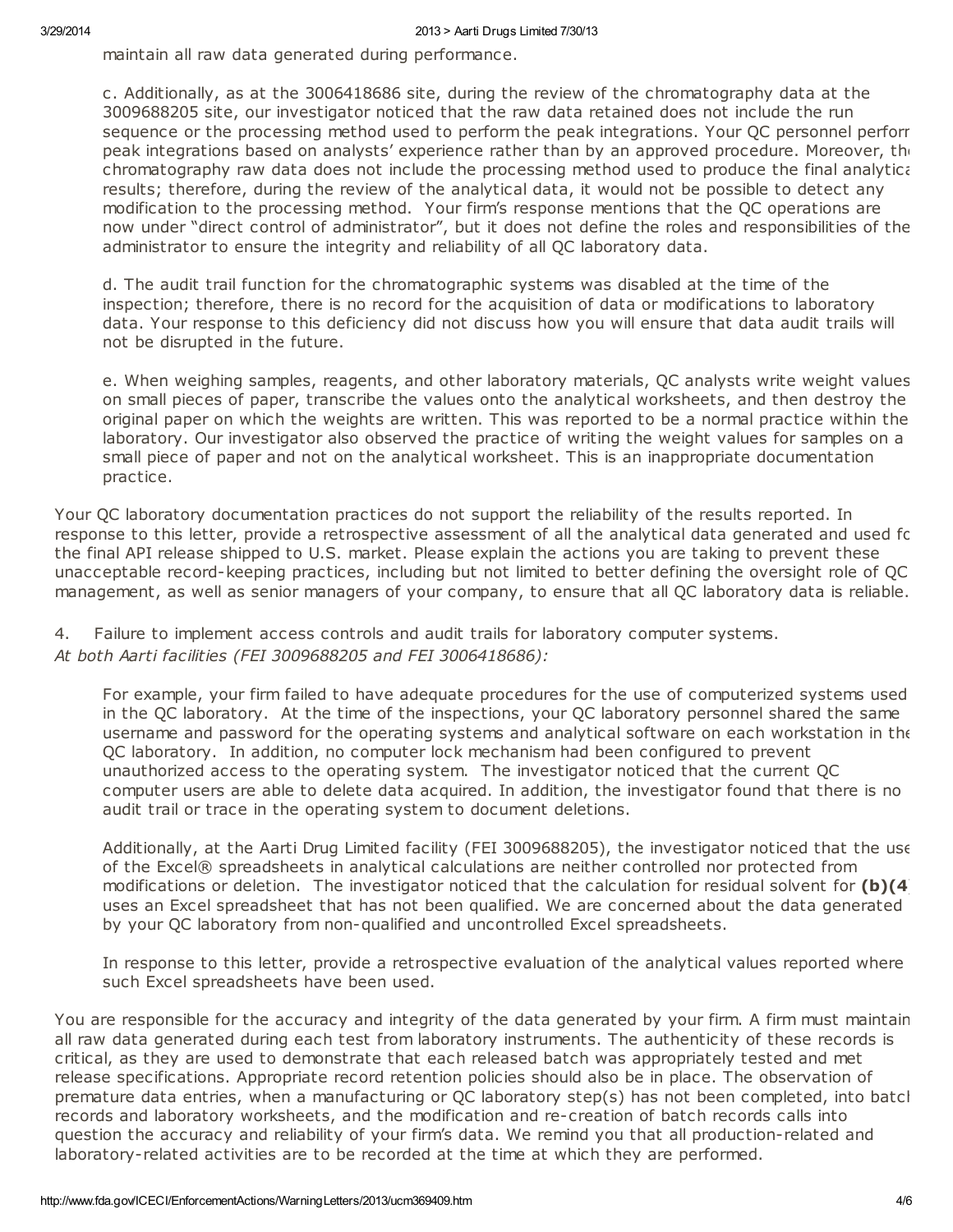maintain all raw data generated during performance.

> c. Additionally, as at the 3006418686 site, during the review of the chromatography data at the 3009688205 site, our investigator noticed that the raw data retained does not include the run sequence or the processing method used to perform the peak integrations. Your QC personnel perform peak integrations based on analysts' experience rather than by an approved procedure. Moreover, the chromatography raw data does not include the processing method used to produce the final analytical results; therefore, during the review of the analytical data, it would not be possible to detect any modification to the processing method. Your firm's response mentions that the QC operations are now under "direct control of administrator", but it does not define the roles and responsibilities of the administrator to ensure the integrity and reliability of all QC laboratory data.
>
> d. The audit trail function for the chromatographic systems was disabled at the time of the inspection; therefore, there is no record for the acquisition of data or modifications to laboratory data. Your response to this deficiency did not discuss how you will ensure that data audit trails will not be disrupted in the future.
>
> e. When weighing samples, reagents, and other laboratory materials, QC analysts write weight values on small pieces of paper, transcribe the values onto the analytical worksheets, and then destroy the original paper on which the weights are written. This was reported to be a normal practice within the laboratory. Our investigator also observed the practice of writing the weight values for samples on a small piece of paper and not on the analytical worksheet. This is an inappropriate documentation practice.

Your QC laboratory documentation practices do not support the reliability of the results reported. In response to this letter, provide a retrospective assessment of all the analytical data generated and used for the final API release shipped to U.S. market. Please explain the actions you are taking to prevent these unacceptable record-keeping practices, including but not limited to better defining the oversight role of QC management, as well as senior managers of your company, to ensure that all QC laboratory data is reliable.

4. Failure to implement access controls and audit trails for laboratory computer systems.
*At both Aarti facilities (FEI 3009688205 and FEI 3006418686):*

> For example, your firm failed to have adequate procedures for the use of computerized systems used in the QC laboratory. At the time of the inspections, your QC laboratory personnel shared the same username and password for the operating systems and analytical software on each workstation in the QC laboratory. In addition, no computer lock mechanism had been configured to prevent unauthorized access to the operating system. The investigator noticed that the current QC computer users are able to delete data acquired. In addition, the investigator found that there is no audit trail or trace in the operating system to document deletions.
>
> Additionally, at the Aarti Drug Limited facility (FEI 3009688205), the investigator noticed that the use of the Excel® spreadsheets in analytical calculations are neither controlled nor protected from modifications or deletion. The investigator noticed that the calculation for residual solvent for **(b)(4)** uses an Excel spreadsheet that has not been qualified. We are concerned about the data generated by your QC laboratory from non-qualified and uncontrolled Excel spreadsheets.
>
> In response to this letter, provide a retrospective evaluation of the analytical values reported where such Excel spreadsheets have been used.

You are responsible for the accuracy and integrity of the data generated by your firm. A firm must maintain all raw data generated during each test from laboratory instruments. The authenticity of these records is critical, as they are used to demonstrate that each released batch was appropriately tested and met release specifications. Appropriate record retention policies should also be in place. The observation of premature data entries, when a manufacturing or QC laboratory step(s) has not been completed, into batch records and laboratory worksheets, and the modification and re-creation of batch records calls into question the accuracy and reliability of your firm's data. We remind you that all production-related and laboratory-related activities are to be recorded at the time at which they are performed.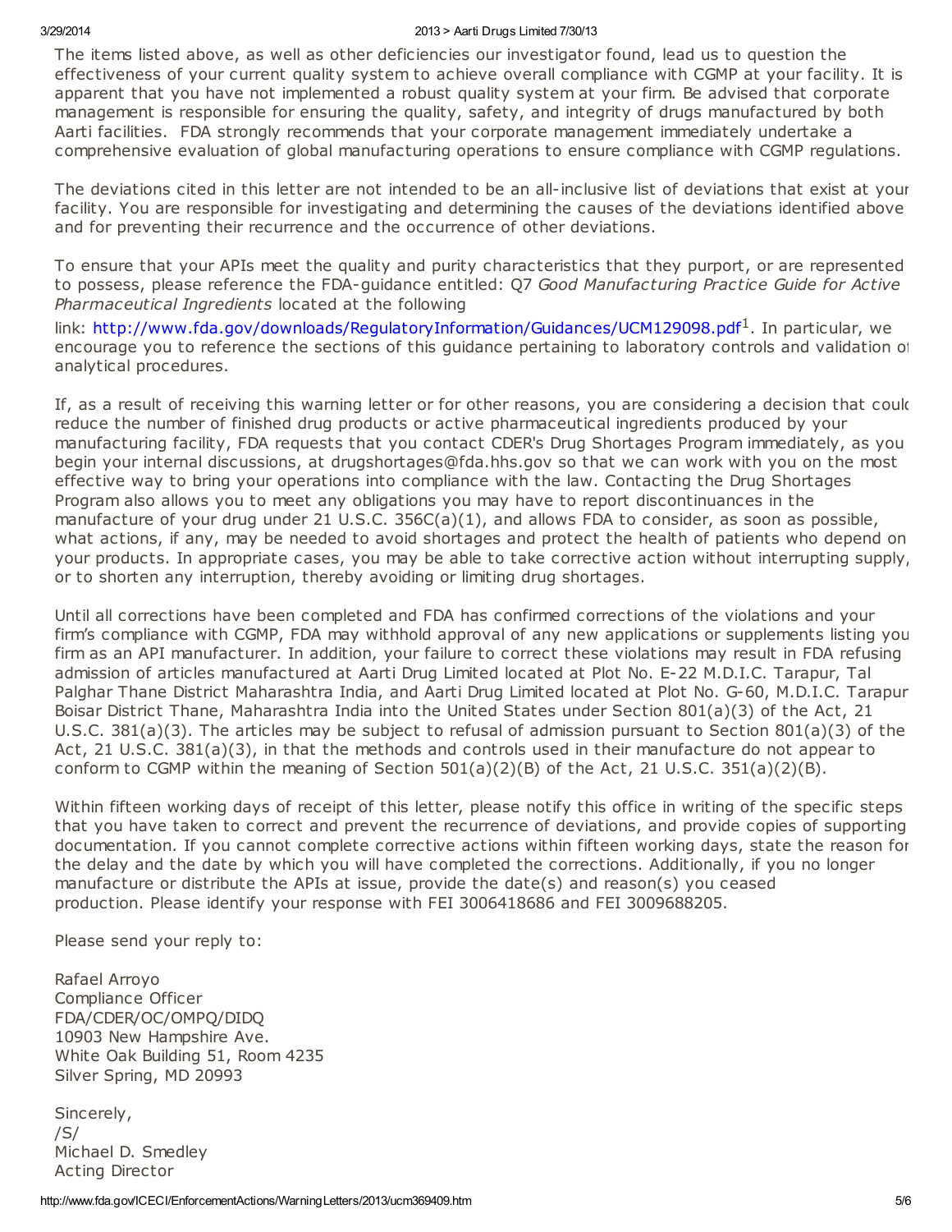The items listed above, as well as other deficiencies our investigator found, lead us to question the effectiveness of your current quality system to achieve overall compliance with CGMP at your facility. It is apparent that you have not implemented a robust quality system at your firm. Be advised that corporate management is responsible for ensuring the quality, safety, and integrity of drugs manufactured by both Aarti facilities. FDA strongly recommends that your corporate management immediately undertake a comprehensive evaluation of global manufacturing operations to ensure compliance with CGMP regulations.

The deviations cited in this letter are not intended to be an all-inclusive list of deviations that exist at your facility. You are responsible for investigating and determining the causes of the deviations identified above and for preventing their recurrence and the occurrence of other deviations.

To ensure that your APIs meet the quality and purity characteristics that they purport, or are represented to possess, please reference the FDA-guidance entitled: Q7 *Good Manufacturing Practice Guide for Active Pharmaceutical Ingredients* located at the following link: http://www.fda.gov/downloads/RegulatoryInformation/Guidances/UCM129098.pdf[1]. In particular, we encourage you to reference the sections of this guidance pertaining to laboratory controls and validation of analytical procedures.

If, as a result of receiving this warning letter or for other reasons, you are considering a decision that could reduce the number of finished drug products or active pharmaceutical ingredients produced by your manufacturing facility, FDA requests that you contact CDER's Drug Shortages Program immediately, as you begin your internal discussions, at drugshortages@fda.hhs.gov so that we can work with you on the most effective way to bring your operations into compliance with the law. Contacting the Drug Shortages Program also allows you to meet any obligations you may have to report discontinuances in the manufacture of your drug under 21 U.S.C. 356C(a)(1), and allows FDA to consider, as soon as possible, what actions, if any, may be needed to avoid shortages and protect the health of patients who depend on your products. In appropriate cases, you may be able to take corrective action without interrupting supply, or to shorten any interruption, thereby avoiding or limiting drug shortages.

Until all corrections have been completed and FDA has confirmed corrections of the violations and your firm's compliance with CGMP, FDA may withhold approval of any new applications or supplements listing your firm as an API manufacturer. In addition, your failure to correct these violations may result in FDA refusing admission of articles manufactured at Aarti Drug Limited located at Plot No. E-22 M.D.I.C. Tarapur, Tal Palghar Thane District Maharashtra India, and Aarti Drug Limited located at Plot No. G-60, M.D.I.C. Tarapur Boisar District Thane, Maharashtra India into the United States under Section 801(a)(3) of the Act, 21 U.S.C. 381(a)(3). The articles may be subject to refusal of admission pursuant to Section 801(a)(3) of the Act, 21 U.S.C. 381(a)(3), in that the methods and controls used in their manufacture do not appear to conform to CGMP within the meaning of Section 501(a)(2)(B) of the Act, 21 U.S.C. 351(a)(2)(B).

Within fifteen working days of receipt of this letter, please notify this office in writing of the specific steps that you have taken to correct and prevent the recurrence of deviations, and provide copies of supporting documentation. If you cannot complete corrective actions within fifteen working days, state the reason for the delay and the date by which you will have completed the corrections. Additionally, if you no longer manufacture or distribute the APIs at issue, provide the date(s) and reason(s) you ceased production. Please identify your response with FEI 3006418686 and FEI 3009688205.

Please send your reply to:

Rafael Arroyo
Compliance Officer
FDA/CDER/OC/OMPQ/DIDQ
10903 New Hampshire Ave.
White Oak Building 51, Room 4235
Silver Spring, MD 20993

Sincerely,
/S/
Michael D. Smedley
Acting Director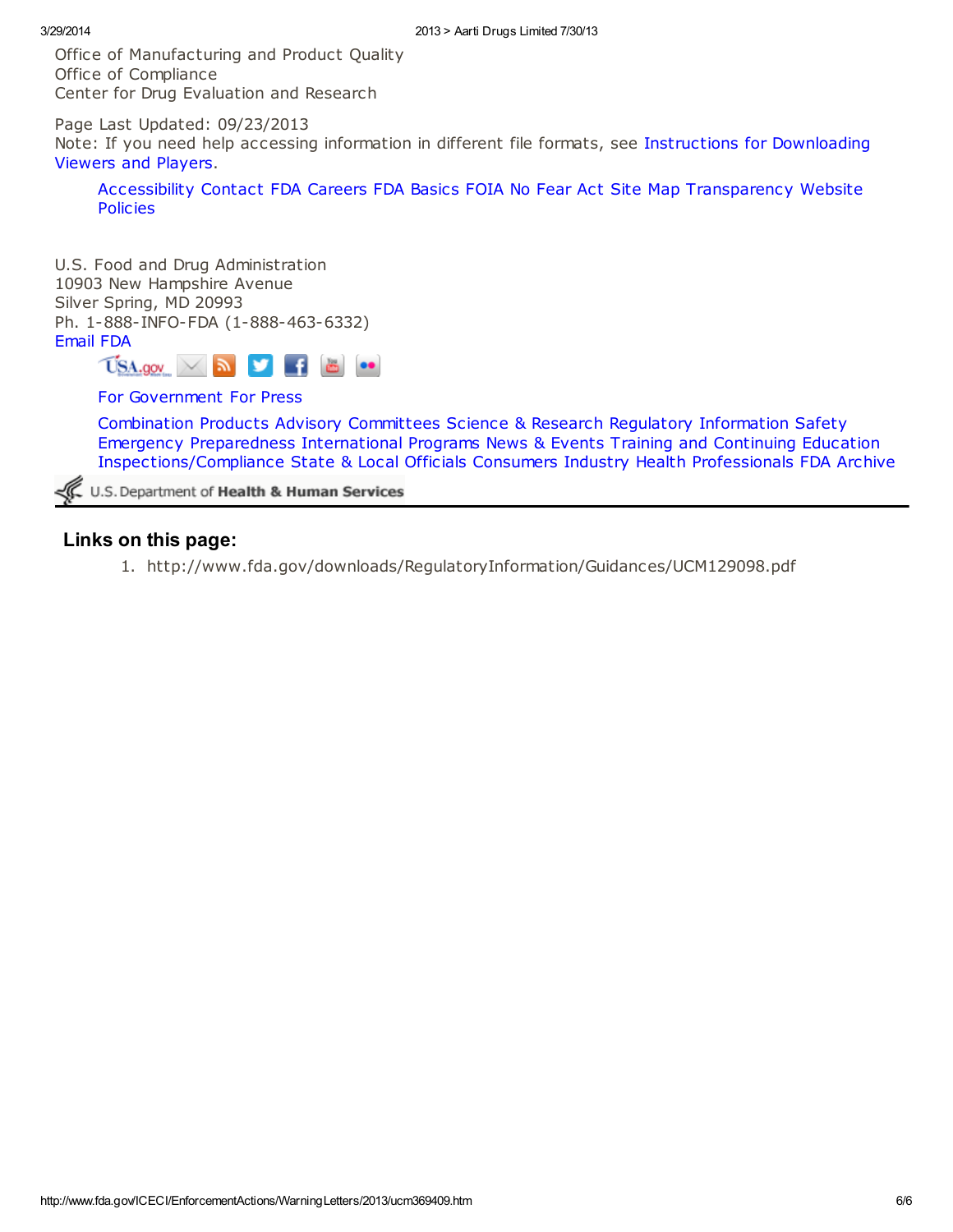Office of Manufacturing and Product Quality
Office of Compliance
Center for Drug Evaluation and Research

Page Last Updated: 09/23/2013
Note: If you need help accessing information in different file formats, see Instructions for Downloading Viewers and Players.

Accessibility Contact FDA Careers FDA Basics FOIA No Fear Act Site Map Transparency Website Policies

U.S. Food and Drug Administration
10903 New Hampshire Avenue
Silver Spring, MD 20993
Ph. 1-888-INFO-FDA (1-888-463-6332)
Email FDA

For Government For Press

Combination Products Advisory Committees Science & Research Regulatory Information Safety Emergency Preparedness International Programs News & Events Training and Continuing Education Inspections/Compliance State & Local Officials Consumers Industry Health Professionals FDA Archive

U.S. Department of **Health & Human Services**

## Links on this page:

1. http://www.fda.gov/downloads/RegulatoryInformation/Guidances/UCM129098.pdf